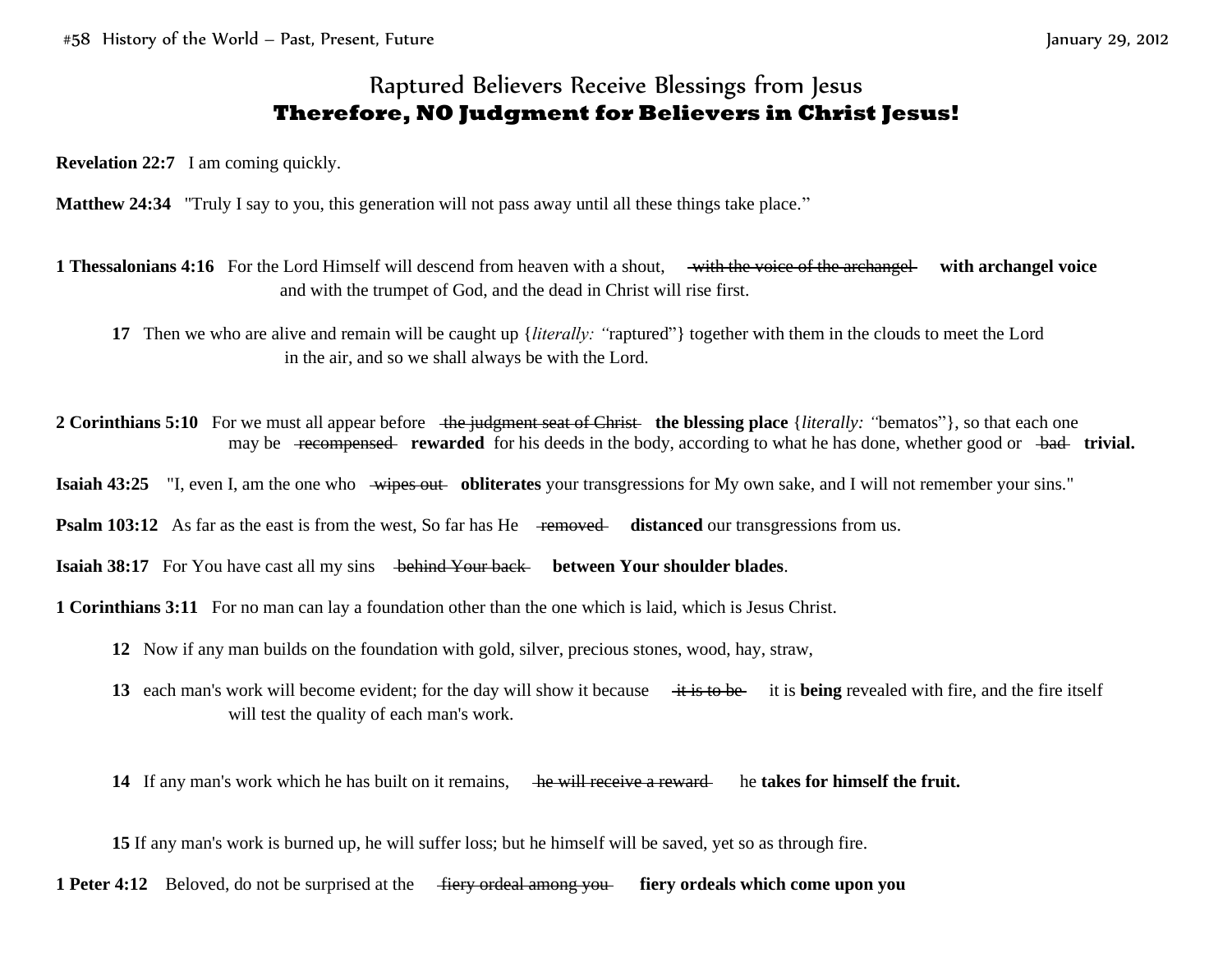# Raptured Believers Receive Blessings from Jesus

## Therefore, NO Judgment for Believers in Christ Jesus!

**Revelation 22:7** I am coming quickly.

**Matthew 24:34** "Truly I say to you, this generation will not pass away until all these things take place."

**1 Thessalonians 4:16** For the Lord Himself will descend from heaven with a shout, ~~with the voice of the archangel~~ **with archangel voice** and with the trumpet of God, and the dead in Christ will rise first.

**17** Then we who are alive and remain will be caught up {*literally: "*raptured"} together with them in the clouds to meet the Lord in the air, and so we shall always be with the Lord.

**2 Corinthians 5:10** For we must all appear before ~~the judgment seat of Christ~~ **the blessing place** {*literally: "*bematos"}, so that each one may be ~~recompensed~~ **rewarded** for his deeds in the body, according to what he has done, whether good or ~~bad~~ **trivial.**

**Isaiah 43:25** "I, even I, am the one who ~~wipes out~~ **obliterates** your transgressions for My own sake, and I will not remember your sins."

**Psalm 103:12** As far as the east is from the west, So far has He ~~removed~~ **distanced** our transgressions from us.

**Isaiah 38:17** For You have cast all my sins ~~behind Your back~~ **between Your shoulder blades**.

**1 Corinthians 3:11** For no man can lay a foundation other than the one which is laid, which is Jesus Christ.

**12** Now if any man builds on the foundation with gold, silver, precious stones, wood, hay, straw,

**13** each man's work will become evident; for the day will show it because ~~it is to be~~ it is **being** revealed with fire, and the fire itself will test the quality of each man's work.

**14** If any man's work which he has built on it remains, ~~he will receive a reward~~ he **takes for himself the fruit.**

**15** If any man's work is burned up, he will suffer loss; but he himself will be saved, yet so as through fire.

**1 Peter 4:12** Beloved, do not be surprised at the ~~fiery ordeal among you~~ **fiery ordeals which come upon you**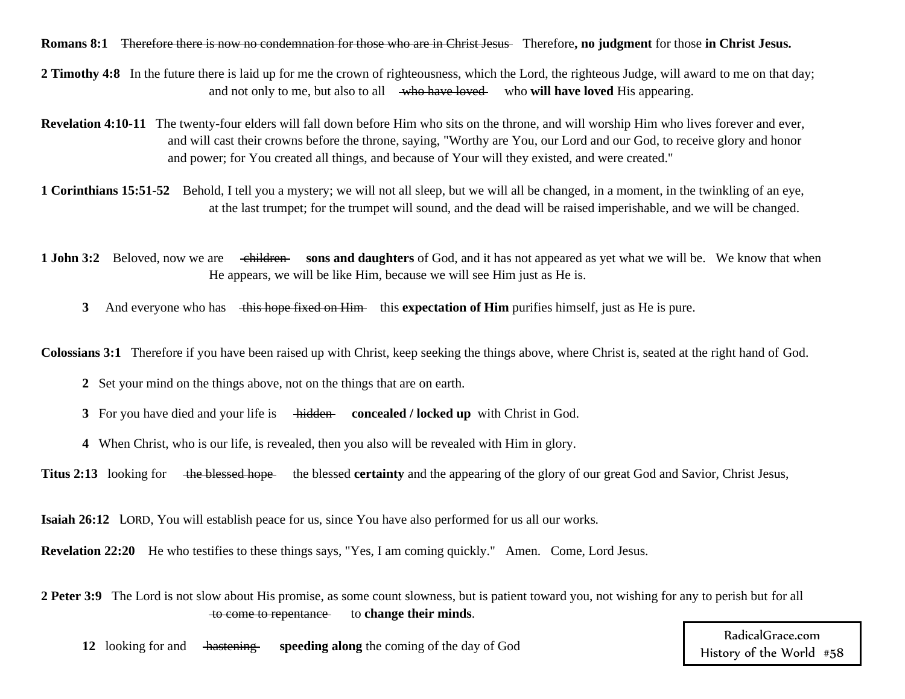**Romans 8:1** ~~Therefore there is now no condemnation for those who are in Christ Jesus~~ Therefore**, no judgment** for those **in Christ Jesus.**

**2 Timothy 4:8** In the future there is laid up for me the crown of righteousness, which the Lord, the righteous Judge, will award to me on that day; and not only to me, but also to all ~~who have loved~~ who **will have loved** His appearing.

**Revelation 4:10-11** The twenty-four elders will fall down before Him who sits on the throne, and will worship Him who lives forever and ever, and will cast their crowns before the throne, saying, "Worthy are You, our Lord and our God, to receive glory and honor and power; for You created all things, and because of Your will they existed, and were created."

**1 Corinthians 15:51-52** Behold, I tell you a mystery; we will not all sleep, but we will all be changed, in a moment, in the twinkling of an eye, at the last trumpet; for the trumpet will sound, and the dead will be raised imperishable, and we will be changed.

**1 John 3:2** Beloved, now we are ~~children~~ **sons and daughters** of God, and it has not appeared as yet what we will be. We know that when He appears, we will be like Him, because we will see Him just as He is.

**3** And everyone who has ~~this hope fixed on Him~~ this **expectation of Him** purifies himself, just as He is pure.

**Colossians 3:1** Therefore if you have been raised up with Christ, keep seeking the things above, where Christ is, seated at the right hand of God.

**2** Set your mind on the things above, not on the things that are on earth.

**3** For you have died and your life is ~~hidden~~ **concealed / locked up** with Christ in God.

**4** When Christ, who is our life, is revealed, then you also will be revealed with Him in glory.

**Titus 2:13** looking for ~~the blessed hope~~ the blessed **certainty** and the appearing of the glory of our great God and Savior, Christ Jesus,

**Isaiah 26:12** LORD, You will establish peace for us, since You have also performed for us all our works.

**Revelation 22:20** He who testifies to these things says, "Yes, I am coming quickly." Amen. Come, Lord Jesus.

**2 Peter 3:9** The Lord is not slow about His promise, as some count slowness, but is patient toward you, not wishing for any to perish but for all ~~to come to repentance~~ to **change their minds**.

**12** looking for and ~~hastening~~ **speeding along** the coming of the day of God

RadicalGrace.com
History of the World #58